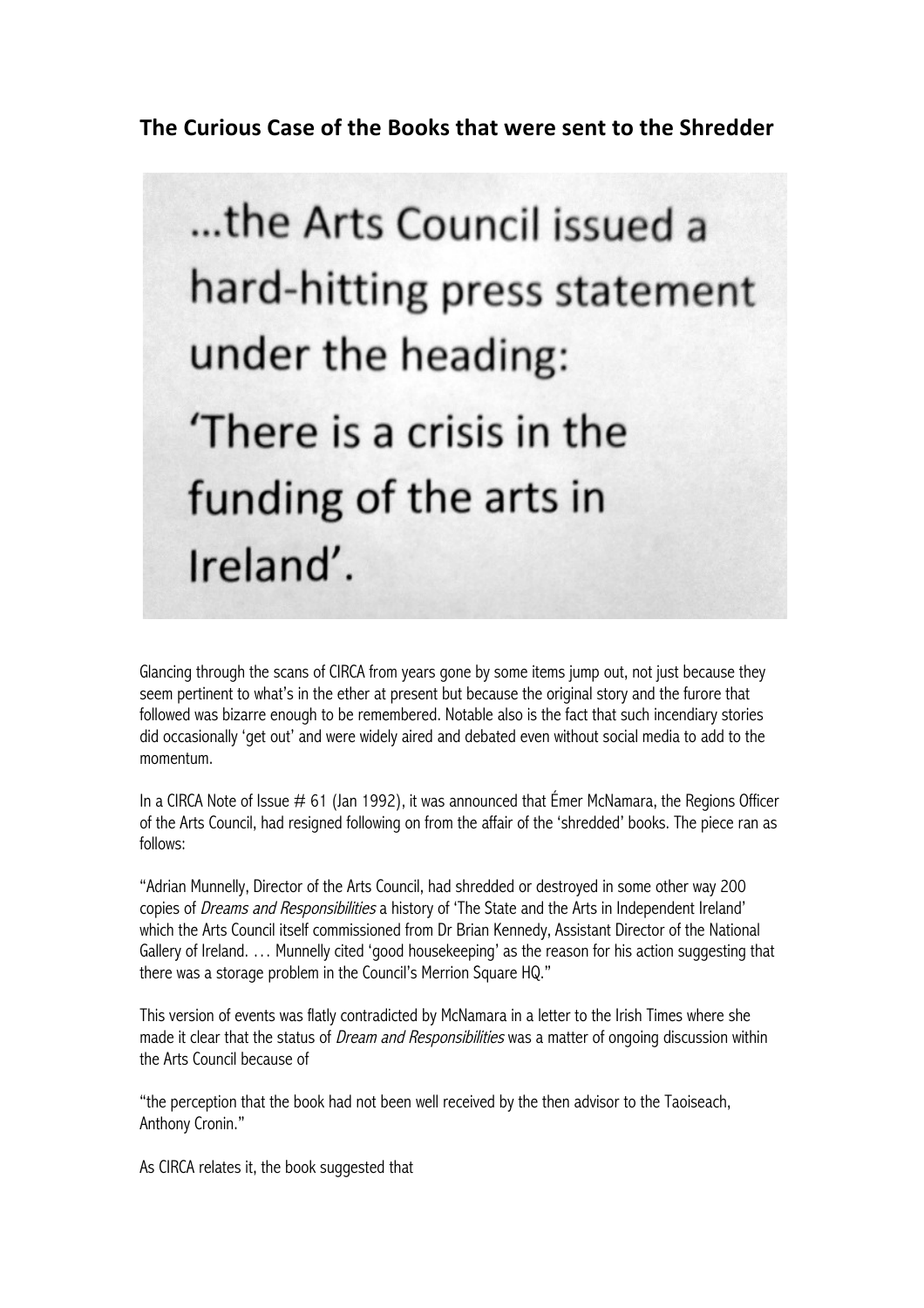## The Curious Case of the Books that were sent to the Shredder

...the Arts Council issued a hard-hitting press statement under the heading:

'There is a crisis in the funding of the arts in Ireland'.

Glancing through the scans of CIRCA from years gone by some items jump out, not just because they seem pertinent to what's in the ether at present but because the original story and the furore that followed was bizarre enough to be remembered. Notable also is the fact that such incendiary stories did occasionally 'get out' and were widely aired and debated even without social media to add to the momentum.

In a CIRCA Note of Issue # 61 (Jan 1992), it was announced that Émer McNamara, the Regions Officer of the Arts Council, had resigned following on from the affair of the 'shredded' books. The piece ran as follows:

"Adrian Munnelly, Director of the Arts Council, had shredded or destroyed in some other way 200 copies of *Dreams and Responsibilities* a history of 'The State and the Arts in Independent Ireland' which the Arts Council itself commissioned from Dr Brian Kennedy, Assistant Director of the National Gallery of Ireland. … Munnelly cited 'good housekeeping' as the reason for his action suggesting that there was a storage problem in the Council's Merrion Square HQ."

This version of events was flatly contradicted by McNamara in a letter to the Irish Times where she made it clear that the status of *Dream and Responsibilities* was a matter of ongoing discussion within the Arts Council because of

"the perception that the book had not been well received by the then advisor to the Taoiseach, Anthony Cronin."

As CIRCA relates it, the book suggested that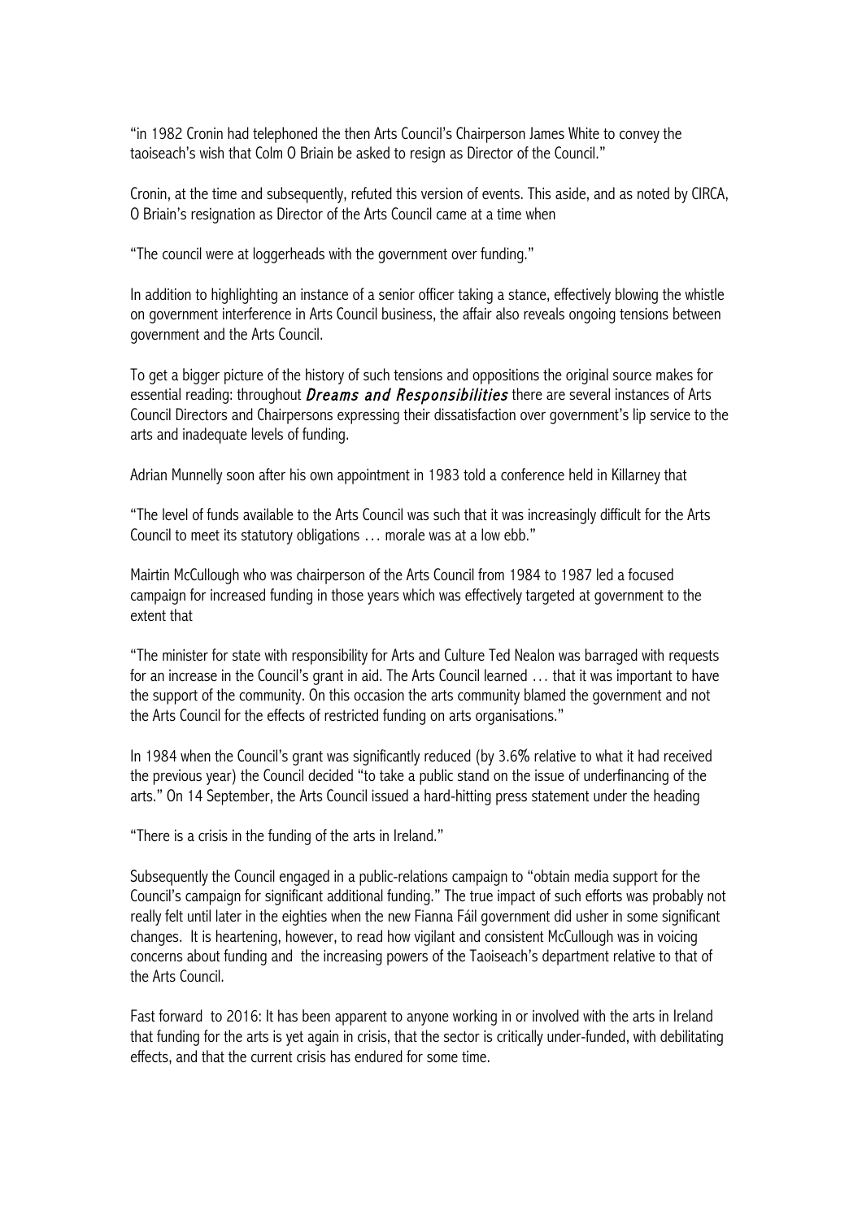"in 1982 Cronin had telephoned the then Arts Council's Chairperson James White to convey the taoiseach's wish that Colm O Briain be asked to resign as Director of the Council."

Cronin, at the time and subsequently, refuted this version of events. This aside, and as noted by CIRCA, O Briain's resignation as Director of the Arts Council came at a time when

"The council were at loggerheads with the government over funding."

In addition to highlighting an instance of a senior officer taking a stance, effectively blowing the whistle on government interference in Arts Council business, the affair also reveals ongoing tensions between government and the Arts Council.

To get a bigger picture of the history of such tensions and oppositions the original source makes for essential reading: throughout *Dreams and Responsibilities* there are several instances of Arts Council Directors and Chairpersons expressing their dissatisfaction over government's lip service to the arts and inadequate levels of funding.

Adrian Munnelly soon after his own appointment in 1983 told a conference held in Killarney that

"The level of funds available to the Arts Council was such that it was increasingly difficult for the Arts Council to meet its statutory obligations … morale was at a low ebb."

Mairtin McCullough who was chairperson of the Arts Council from 1984 to 1987 led a focused campaign for increased funding in those years which was effectively targeted at government to the extent that

"The minister for state with responsibility for Arts and Culture Ted Nealon was barraged with requests for an increase in the Council's grant in aid. The Arts Council learned … that it was important to have the support of the community. On this occasion the arts community blamed the government and not the Arts Council for the effects of restricted funding on arts organisations."

In 1984 when the Council's grant was significantly reduced (by 3.6% relative to what it had received the previous year) the Council decided "to take a public stand on the issue of underfinancing of the arts." On 14 September, the Arts Council issued a hard-hitting press statement under the heading

"There is a crisis in the funding of the arts in Ireland."

Subsequently the Council engaged in a public-relations campaign to "obtain media support for the Council's campaign for significant additional funding." The true impact of such efforts was probably not really felt until later in the eighties when the new Fianna Fáil government did usher in some significant changes. It is heartening, however, to read how vigilant and consistent McCullough was in voicing concerns about funding and the increasing powers of the Taoiseach's department relative to that of the Arts Council.

Fast forward to 2016: It has been apparent to anyone working in or involved with the arts in Ireland that funding for the arts is yet again in crisis, that the sector is critically under-funded, with debilitating effects, and that the current crisis has endured for some time.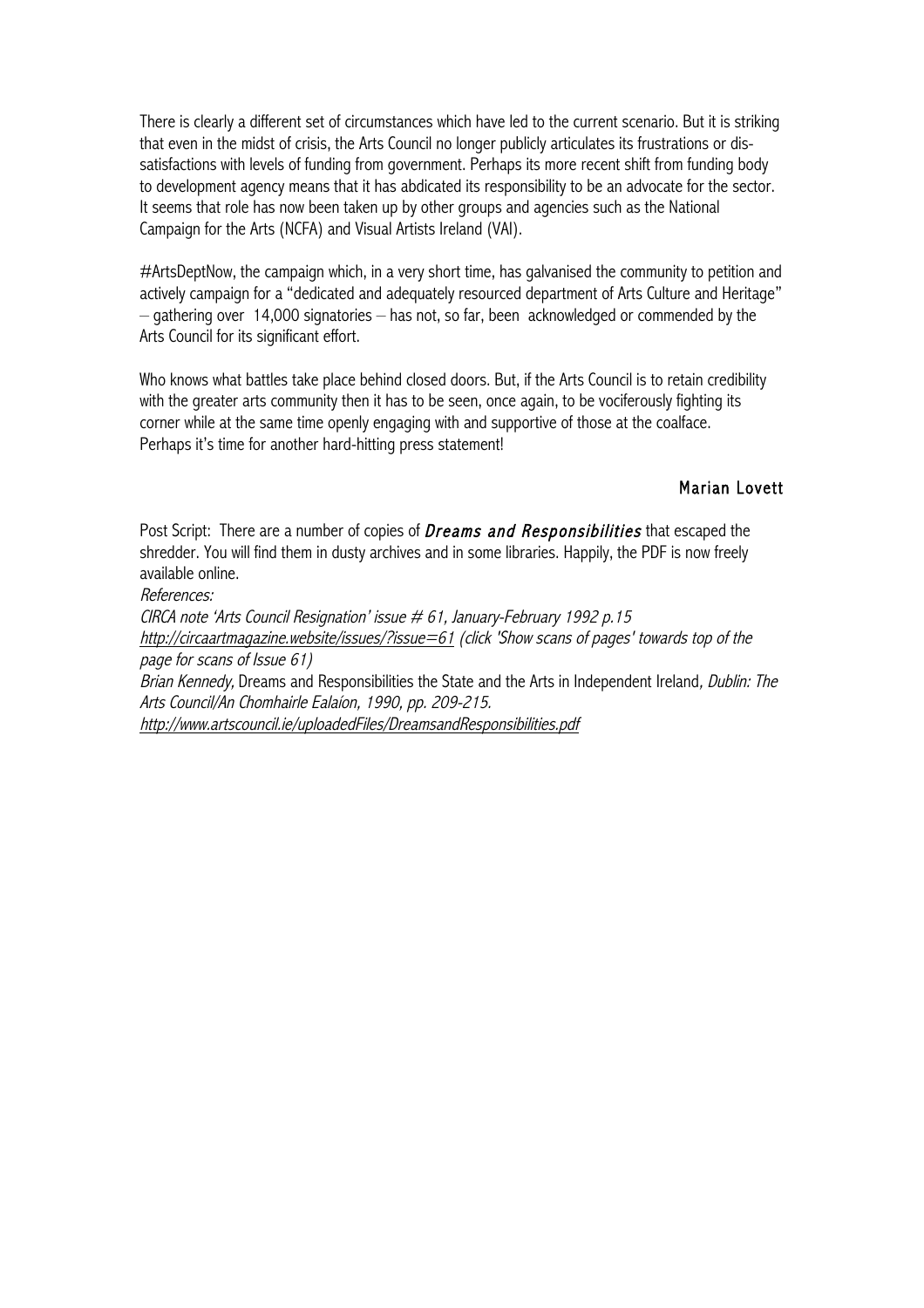There is clearly a different set of circumstances which have led to the current scenario. But it is striking that even in the midst of crisis, the Arts Council no longer publicly articulates its frustrations or dis-satisfactions with levels of funding from government. Perhaps its more recent shift from funding body to development agency means that it has abdicated its responsibility to be an advocate for the sector. It seems that role has now been taken up by other groups and agencies such as the National Campaign for the Arts (NCFA) and Visual Artists Ireland (VAI).

#ArtsDeptNow, the campaign which, in a very short time, has galvanised the community to petition and actively campaign for a "dedicated and adequately resourced department of Arts Culture and Heritage" – gathering over 14,000 signatories – has not, so far, been acknowledged or commended by the Arts Council for its significant effort.

Who knows what battles take place behind closed doors. But, if the Arts Council is to retain credibility with the greater arts community then it has to be seen, once again, to be vociferously fighting its corner while at the same time openly engaging with and supportive of those at the coalface. Perhaps it's time for another hard-hitting press statement!

**Marian Lovett**

Post Script: There are a number of copies of ***Dreams and Responsibilities*** that escaped the shredder. You will find them in dusty archives and in some libraries. Happily, the PDF is now freely available online.

*References:*

*CIRCA note 'Arts Council Resignation' issue # 61, January-February 1992 p.15*
*http://circaartmagazine.website/issues/?issue=61 (click 'Show scans of pages' towards top of the page for scans of Issue 61)*

*Brian Kennedy,* Dreams and Responsibilities the State and the Arts in Independent Ireland*, Dublin: The Arts Council/An Chomhairle Ealaíon, 1990, pp. 209-215.*
*http://www.artscouncil.ie/uploadedFiles/DreamsandResponsibilities.pdf*